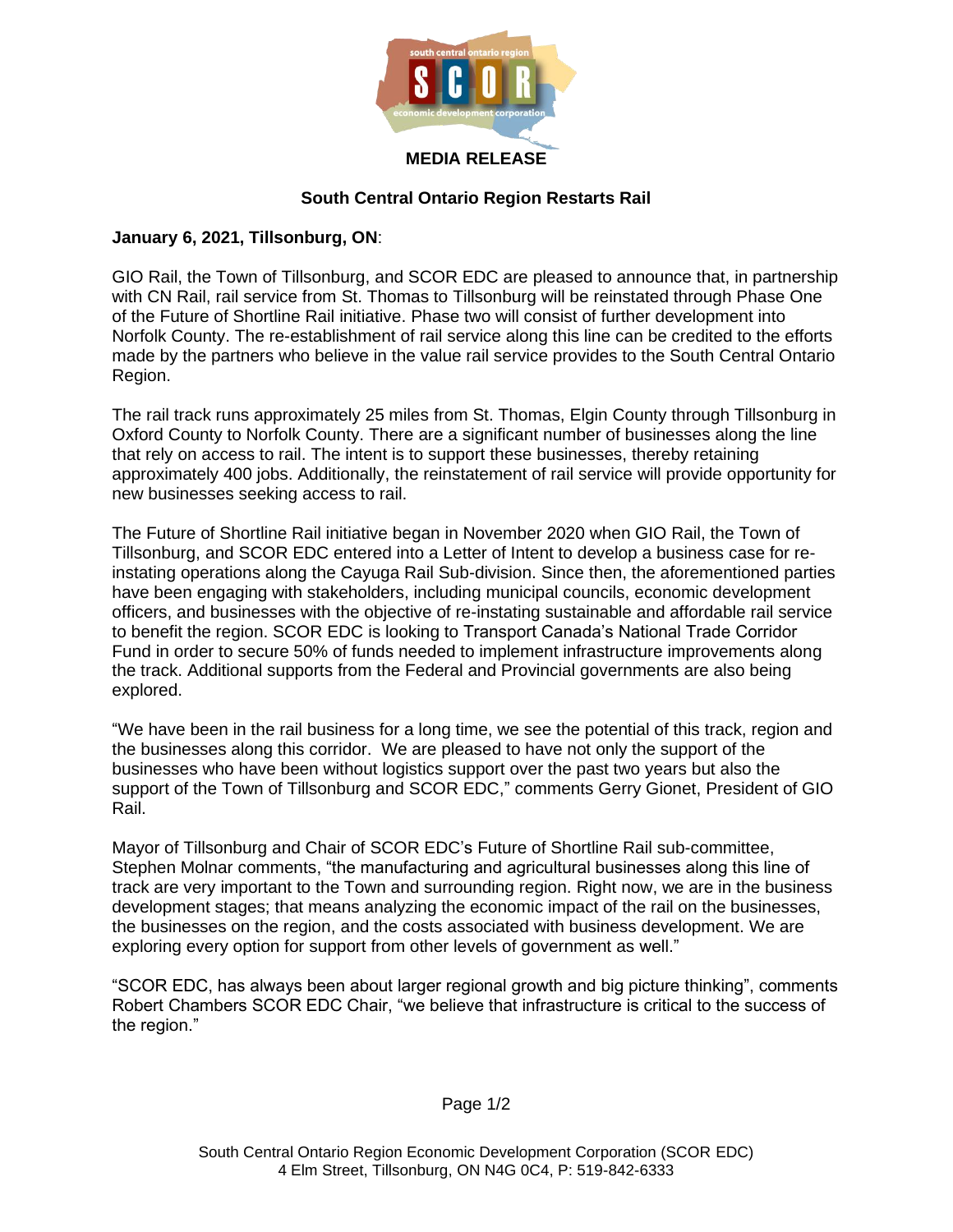**MEDIA RELEASE**

# South Central Ontario Region Restarts Rail

**January 6, 2021, Tillsonburg, ON**:

GIO Rail, the Town of Tillsonburg, and SCOR EDC are pleased to announce that, in partnership with CN Rail, rail service from St. Thomas to Tillsonburg will be reinstated through Phase One of the Future of Shortline Rail initiative. Phase two will consist of further development into Norfolk County. The re-establishment of rail service along this line can be credited to the efforts made by the partners who believe in the value rail service provides to the South Central Ontario Region.

The rail track runs approximately 25 miles from St. Thomas, Elgin County through Tillsonburg in Oxford County to Norfolk County. There are a significant number of businesses along the line that rely on access to rail. The intent is to support these businesses, thereby retaining approximately 400 jobs. Additionally, the reinstatement of rail service will provide opportunity for new businesses seeking access to rail.

The Future of Shortline Rail initiative began in November 2020 when GIO Rail, the Town of Tillsonburg, and SCOR EDC entered into a Letter of Intent to develop a business case for re-instating operations along the Cayuga Rail Sub-division. Since then, the aforementioned parties have been engaging with stakeholders, including municipal councils, economic development officers, and businesses with the objective of re-instating sustainable and affordable rail service to benefit the region. SCOR EDC is looking to Transport Canada's National Trade Corridor Fund in order to secure 50% of funds needed to implement infrastructure improvements along the track. Additional supports from the Federal and Provincial governments are also being explored.

“We have been in the rail business for a long time, we see the potential of this track, region and the businesses along this corridor. We are pleased to have not only the support of the businesses who have been without logistics support over the past two years but also the support of the Town of Tillsonburg and SCOR EDC,” comments Gerry Gionet, President of GIO Rail.

Mayor of Tillsonburg and Chair of SCOR EDC's Future of Shortline Rail sub-committee, Stephen Molnar comments, “the manufacturing and agricultural businesses along this line of track are very important to the Town and surrounding region. Right now, we are in the business development stages; that means analyzing the economic impact of the rail on the businesses, the businesses on the region, and the costs associated with business development. We are exploring every option for support from other levels of government as well.”

“SCOR EDC, has always been about larger regional growth and big picture thinking”, comments Robert Chambers SCOR EDC Chair, “we believe that infrastructure is critical to the success of the region.”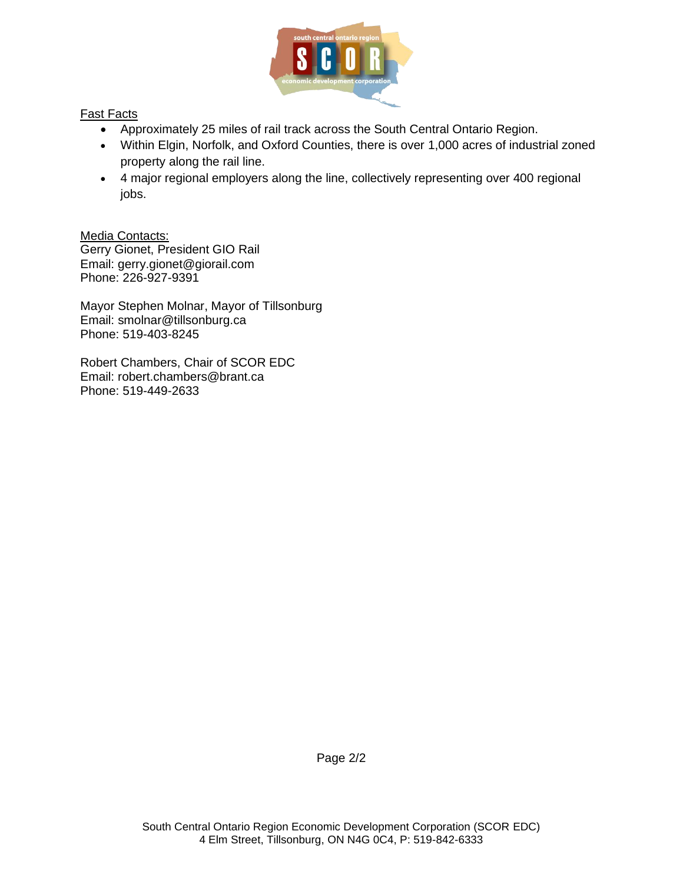Fast Facts

- Approximately 25 miles of rail track across the South Central Ontario Region.
- Within Elgin, Norfolk, and Oxford Counties, there is over 1,000 acres of industrial zoned property along the rail line.
- 4 major regional employers along the line, collectively representing over 400 regional jobs.

Media Contacts:
Gerry Gionet, President GIO Rail
Email: gerry.gionet@giorail.com
Phone: 226-927-9391

Mayor Stephen Molnar, Mayor of Tillsonburg
Email: smolnar@tillsonburg.ca
Phone: 519-403-8245

Robert Chambers, Chair of SCOR EDC
Email: robert.chambers@brant.ca
Phone: 519-449-2633